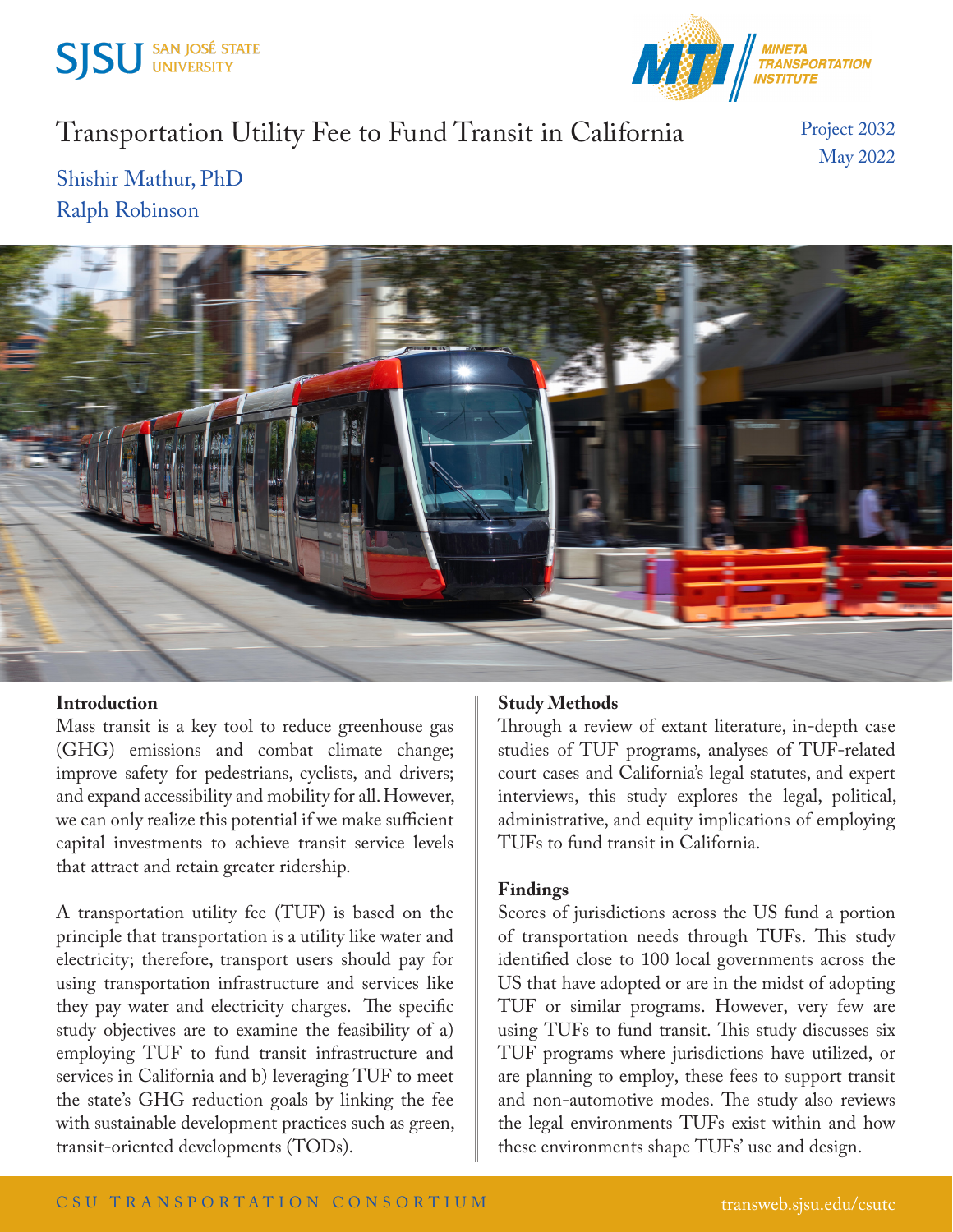SJSU SAN JOSÉ STATE UNIVERSITY

MINETA TRANSPORTATION INSTITUTE

# Transportation Utility Fee to Fund Transit in California

Project 2032
May 2022

Shishir Mathur, PhD
Ralph Robinson

## Introduction

Mass transit is a key tool to reduce greenhouse gas (GHG) emissions and combat climate change; improve safety for pedestrians, cyclists, and drivers; and expand accessibility and mobility for all. However, we can only realize this potential if we make sufficient capital investments to achieve transit service levels that attract and retain greater ridership.

A transportation utility fee (TUF) is based on the principle that transportation is a utility like water and electricity; therefore, transport users should pay for using transportation infrastructure and services like they pay water and electricity charges. The specific study objectives are to examine the feasibility of a) employing TUF to fund transit infrastructure and services in California and b) leveraging TUF to meet the state's GHG reduction goals by linking the fee with sustainable development practices such as green, transit-oriented developments (TODs).

## Study Methods

Through a review of extant literature, in-depth case studies of TUF programs, analyses of TUF-related court cases and California's legal statutes, and expert interviews, this study explores the legal, political, administrative, and equity implications of employing TUFs to fund transit in California.

## Findings

Scores of jurisdictions across the US fund a portion of transportation needs through TUFs. This study identified close to 100 local governments across the US that have adopted or are in the midst of adopting TUF or similar programs. However, very few are using TUFs to fund transit. This study discusses six TUF programs where jurisdictions have utilized, or are planning to employ, these fees to support transit and non-automotive modes. The study also reviews the legal environments TUFs exist within and how these environments shape TUFs' use and design.

CSU TRANSPORTATION CONSORTIUM

transweb.sjsu.edu/csutc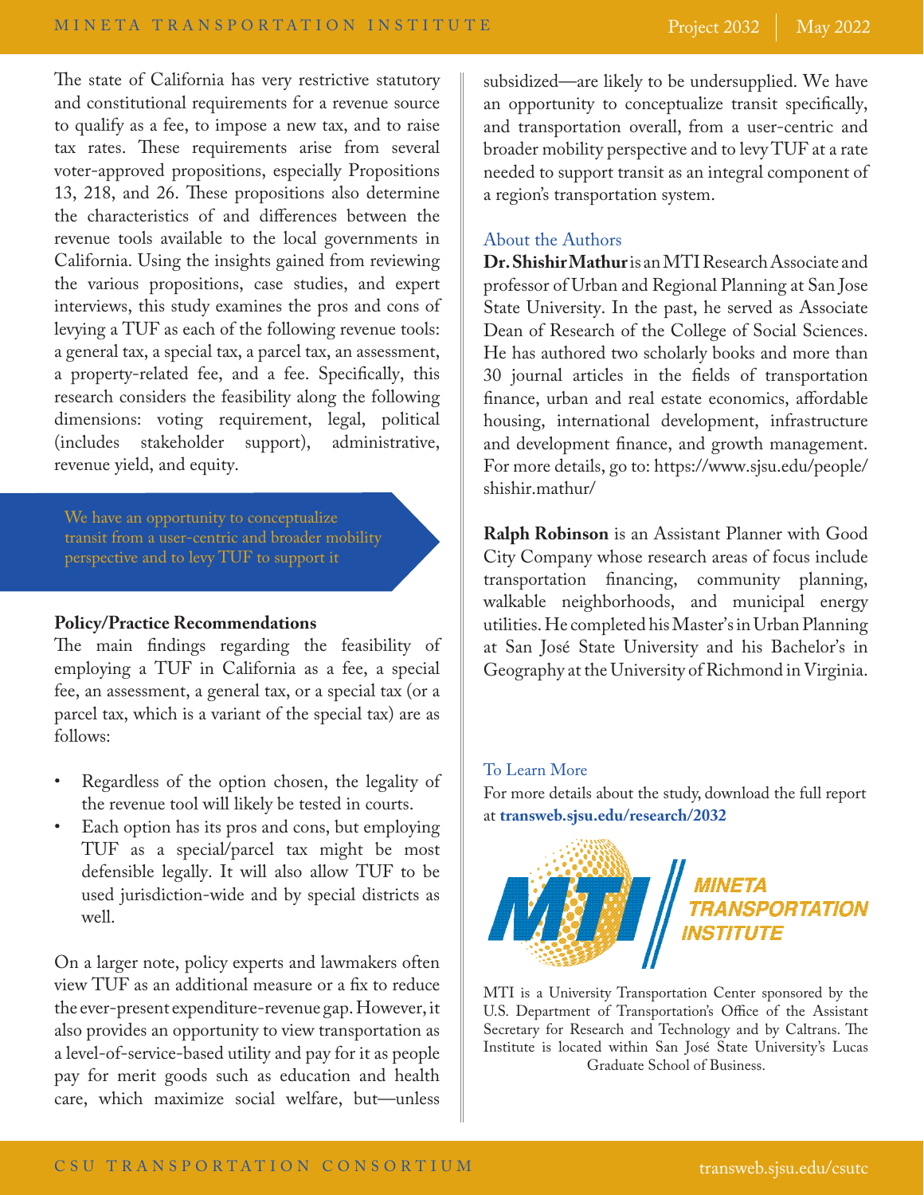The state of California has very restrictive statutory and constitutional requirements for a revenue source to qualify as a fee, to impose a new tax, and to raise tax rates. These requirements arise from several voter-approved propositions, especially Propositions 13, 218, and 26. These propositions also determine the characteristics of and differences between the revenue tools available to the local governments in California. Using the insights gained from reviewing the various propositions, case studies, and expert interviews, this study examines the pros and cons of levying a TUF as each of the following revenue tools: a general tax, a special tax, a parcel tax, an assessment, a property-related fee, and a fee. Specifically, this research considers the feasibility along the following dimensions: voting requirement, legal, political (includes stakeholder support), administrative, revenue yield, and equity.

> We have an opportunity to conceptualize transit from a user-centric and broader mobility perspective and to levy TUF to support it

**Policy/Practice Recommendations**

The main findings regarding the feasibility of employing a TUF in California as a fee, a special fee, an assessment, a general tax, or a special tax (or a parcel tax, which is a variant of the special tax) are as follows:

- Regardless of the option chosen, the legality of the revenue tool will likely be tested in courts.
- Each option has its pros and cons, but employing TUF as a special/parcel tax might be most defensible legally. It will also allow TUF to be used jurisdiction-wide and by special districts as well.

On a larger note, policy experts and lawmakers often view TUF as an additional measure or a fix to reduce the ever-present expenditure-revenue gap. However, it also provides an opportunity to view transportation as a level-of-service-based utility and pay for it as people pay for merit goods such as education and health care, which maximize social welfare, but—unless subsidized—are likely to be undersupplied. We have an opportunity to conceptualize transit specifically, and transportation overall, from a user-centric and broader mobility perspective and to levy TUF at a rate needed to support transit as an integral component of a region's transportation system.

## About the Authors

**Dr. Shishir Mathur** is an MTI Research Associate and professor of Urban and Regional Planning at San Jose State University. In the past, he served as Associate Dean of Research of the College of Social Sciences. He has authored two scholarly books and more than 30 journal articles in the fields of transportation finance, urban and real estate economics, affordable housing, international development, infrastructure and development finance, and growth management. For more details, go to: https://www.sjsu.edu/people/shishir.mathur/

**Ralph Robinson** is an Assistant Planner with Good City Company whose research areas of focus include transportation financing, community planning, walkable neighborhoods, and municipal energy utilities. He completed his Master's in Urban Planning at San José State University and his Bachelor's in Geography at the University of Richmond in Virginia.

## To Learn More

For more details about the study, download the full report at **transweb.sjsu.edu/research/2032**

MINETA TRANSPORTATION INSTITUTE

MTI is a University Transportation Center sponsored by the U.S. Department of Transportation's Office of the Assistant Secretary for Research and Technology and by Caltrans. The Institute is located within San José State University's Lucas Graduate School of Business.